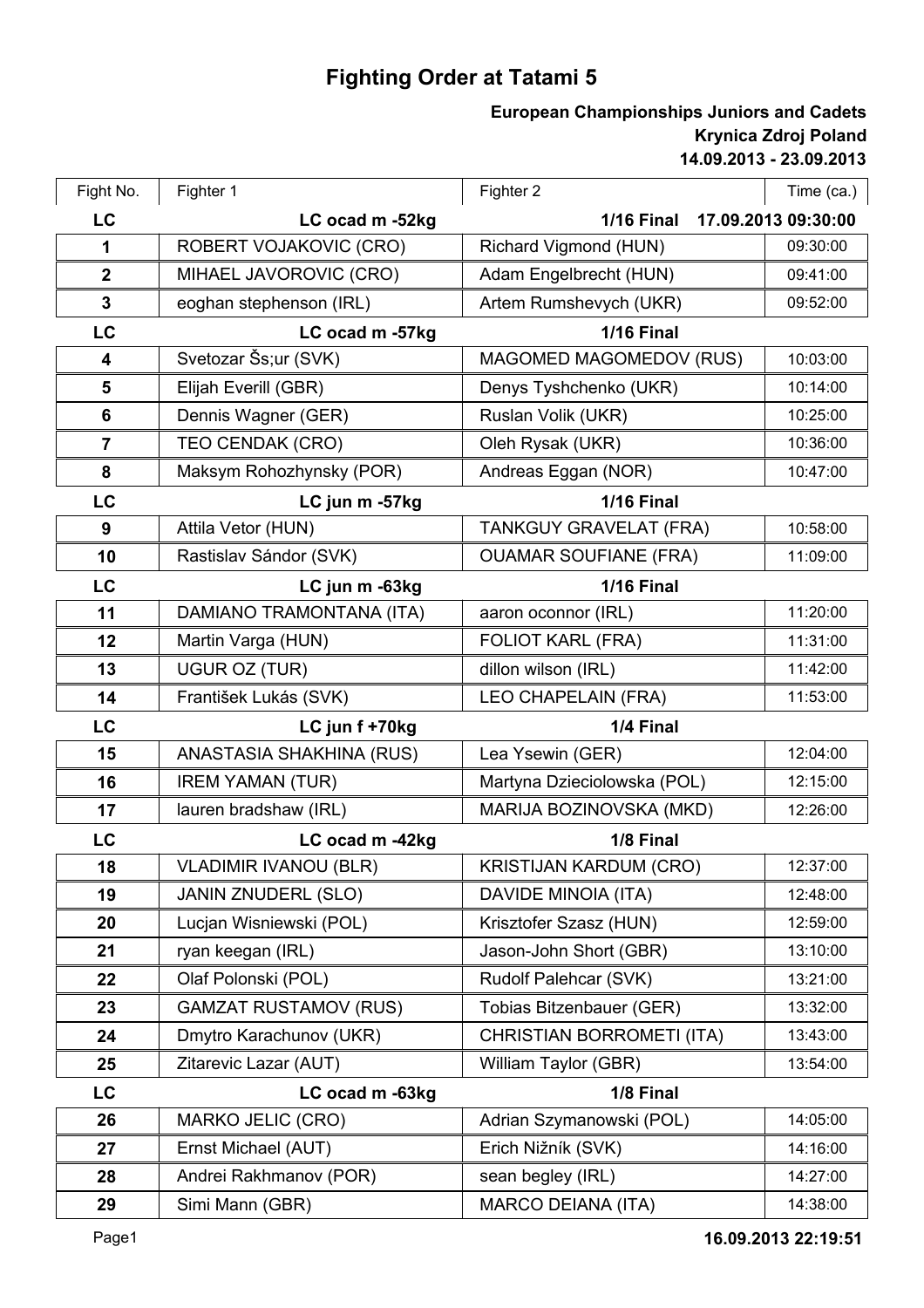# Fighting Order at Tatami 5

**European Championships Juniors and Cadets**
**Krynica Zdroj Poland**
**14.09.2013 - 23.09.2013**

| Fight No. | Fighter 1 | Fighter 2 | Time (ca.) |
|---|---|---|---|
| **LC** | **LC ocad m -52kg** | **1/16 Final** | **17.09.2013 09:30:00** |
| 1 | ROBERT VOJAKOVIC (CRO) | Richard Vigmond (HUN) | 09:30:00 |
| 2 | MIHAEL JAVOROVIC (CRO) | Adam Engelbrecht (HUN) | 09:41:00 |
| 3 | eoghan stephenson (IRL) | Artem Rumshevych (UKR) | 09:52:00 |
| **LC** | **LC ocad m -57kg** | **1/16 Final** | |
| 4 | Svetozar Šs;ur (SVK) | MAGOMED MAGOMEDOV (RUS) | 10:03:00 |
| 5 | Elijah Everill (GBR) | Denys Tyshchenko (UKR) | 10:14:00 |
| 6 | Dennis Wagner (GER) | Ruslan Volik (UKR) | 10:25:00 |
| 7 | TEO CENDAK (CRO) | Oleh Rysak (UKR) | 10:36:00 |
| 8 | Maksym Rohozhynsky (POR) | Andreas Eggan (NOR) | 10:47:00 |
| **LC** | **LC jun m -57kg** | **1/16 Final** | |
| 9 | Attila Vetor (HUN) | TANKGUY GRAVELAT (FRA) | 10:58:00 |
| 10 | Rastislav Sándor (SVK) | OUAMAR SOUFIANE (FRA) | 11:09:00 |
| **LC** | **LC jun m -63kg** | **1/16 Final** | |
| 11 | DAMIANO TRAMONTANA (ITA) | aaron oconnor (IRL) | 11:20:00 |
| 12 | Martin Varga (HUN) | FOLIOT KARL (FRA) | 11:31:00 |
| 13 | UGUR OZ (TUR) | dillon wilson (IRL) | 11:42:00 |
| 14 | František Lukás (SVK) | LEO CHAPELAIN (FRA) | 11:53:00 |
| **LC** | **LC jun f +70kg** | **1/4 Final** | |
| 15 | ANASTASIA SHAKHINA (RUS) | Lea Ysewin (GER) | 12:04:00 |
| 16 | IREM YAMAN (TUR) | Martyna Dzieciolowska (POL) | 12:15:00 |
| 17 | lauren bradshaw (IRL) | MARIJA BOZINOVSKA (MKD) | 12:26:00 |
| **LC** | **LC ocad m -42kg** | **1/8 Final** | |
| 18 | VLADIMIR IVANOU (BLR) | KRISTIJAN KARDUM (CRO) | 12:37:00 |
| 19 | JANIN ZNUDERL (SLO) | DAVIDE MINOIA (ITA) | 12:48:00 |
| 20 | Lucjan Wisniewski (POL) | Krisztofer Szasz (HUN) | 12:59:00 |
| 21 | ryan keegan (IRL) | Jason-John Short (GBR) | 13:10:00 |
| 22 | Olaf Polonski (POL) | Rudolf Palehcar (SVK) | 13:21:00 |
| 23 | GAMZAT RUSTAMOV (RUS) | Tobias Bitzenbauer (GER) | 13:32:00 |
| 24 | Dmytro Karachunov (UKR) | CHRISTIAN BORROMETI (ITA) | 13:43:00 |
| 25 | Zitarevic Lazar (AUT) | William Taylor (GBR) | 13:54:00 |
| **LC** | **LC ocad m -63kg** | **1/8 Final** | |
| 26 | MARKO JELIC (CRO) | Adrian Szymanowski (POL) | 14:05:00 |
| 27 | Ernst Michael (AUT) | Erich Nižník (SVK) | 14:16:00 |
| 28 | Andrei Rakhmanov (POR) | sean begley (IRL) | 14:27:00 |
| 29 | Simi Mann (GBR) | MARCO DEIANA (ITA) | 14:38:00 |

**16.09.2013 22:19:51**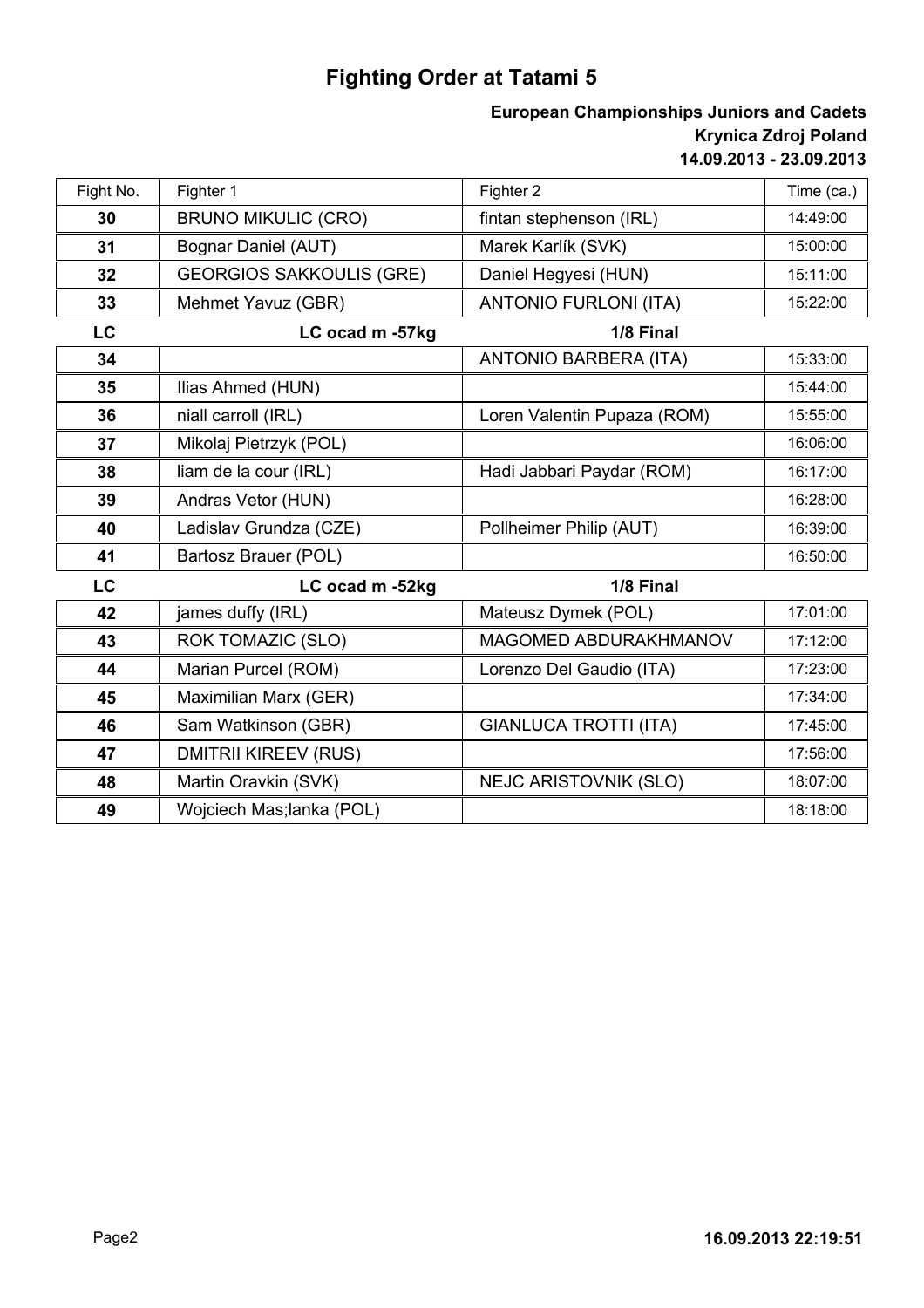# Fighting Order at Tatami 5

**European Championships Juniors and Cadets**
**Krynica Zdroj Poland**
**14.09.2013 - 23.09.2013**

| Fight No. | Fighter 1 | Fighter 2 | Time (ca.) |
|---|---|---|---|
| **30** | BRUNO MIKULIC (CRO) | fintan stephenson (IRL) | 14:49:00 |
| **31** | Bognar Daniel (AUT) | Marek Karlík (SVK) | 15:00:00 |
| **32** | GEORGIOS SAKKOULIS (GRE) | Daniel Hegyesi (HUN) | 15:11:00 |
| **33** | Mehmet Yavuz (GBR) | ANTONIO FURLONI (ITA) | 15:22:00 |
| **LC** | **LC ocad m -57kg** | **1/8 Final** | |
| **34** | | ANTONIO BARBERA (ITA) | 15:33:00 |
| **35** | Ilias Ahmed (HUN) | | 15:44:00 |
| **36** | niall carroll (IRL) | Loren Valentin Pupaza (ROM) | 15:55:00 |
| **37** | Mikolaj Pietrzyk (POL) | | 16:06:00 |
| **38** | liam de la cour (IRL) | Hadi Jabbari Paydar (ROM) | 16:17:00 |
| **39** | Andras Vetor (HUN) | | 16:28:00 |
| **40** | Ladislav Grundza (CZE) | Pollheimer Philip (AUT) | 16:39:00 |
| **41** | Bartosz Brauer (POL) | | 16:50:00 |
| **LC** | **LC ocad m -52kg** | **1/8 Final** | |
| **42** | james duffy (IRL) | Mateusz Dymek (POL) | 17:01:00 |
| **43** | ROK TOMAZIC (SLO) | MAGOMED ABDURAKHMANOV | 17:12:00 |
| **44** | Marian Purcel (ROM) | Lorenzo Del Gaudio (ITA) | 17:23:00 |
| **45** | Maximilian Marx (GER) | | 17:34:00 |
| **46** | Sam Watkinson (GBR) | GIANLUCA TROTTI (ITA) | 17:45:00 |
| **47** | DMITRII KIREEV (RUS) | | 17:56:00 |
| **48** | Martin Oravkin (SVK) | NEJC ARISTOVNIK (SLO) | 18:07:00 |
| **49** | Wojciech Mas;lanka (POL) | | 18:18:00 |

**16.09.2013 22:19:51**